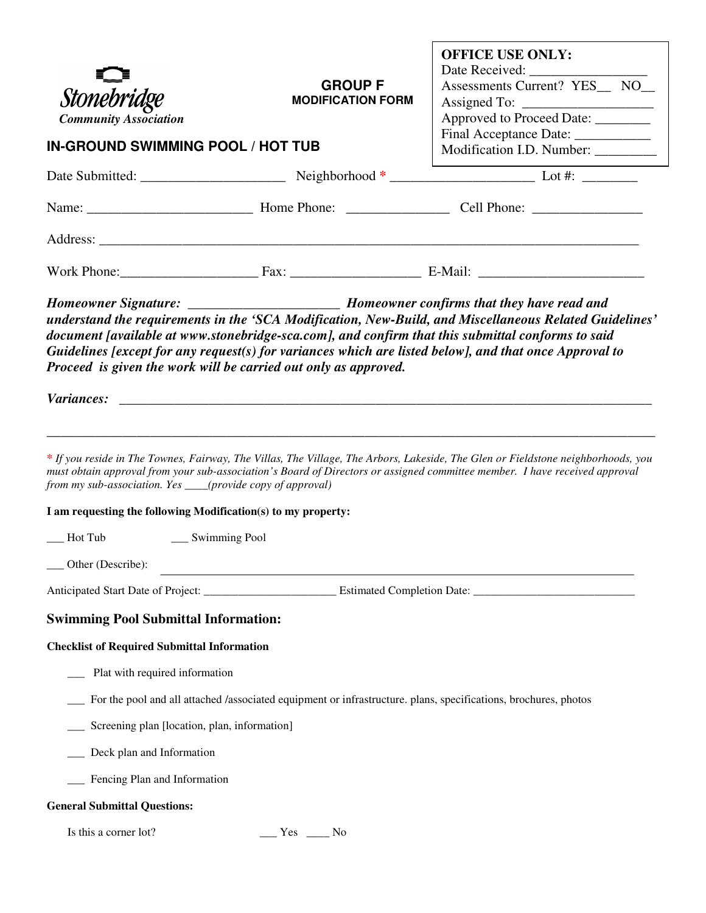Stonebridge
Community Association

**GROUP F**
**MODIFICATION FORM**

**OFFICE USE ONLY:**
Date Received: ________________
Assessments Current? YES__ NO__
Assigned To: __________________
Approved to Proceed Date: ________
Final Acceptance Date: ___________
Modification I.D. Number: _________

## IN-GROUND SWIMMING POOL / HOT TUB

Date Submitted: ____________________ Neighborhood * ____________________ Lot #: ________

Name: ______________________ Home Phone: ______________ Cell Phone: _______________

Address: ______________________________________________________________________

Work Phone:___________________ Fax: _________________ E-Mail: ______________________

***Homeowner Signature:*** _____________________ ***Homeowner confirms that they have read and understand the requirements in the 'SCA Modification, New-Build, and Miscellaneous Related Guidelines' document [available at www.stonebridge-sca.com], and confirm that this submittal conforms to said Guidelines [except for any request(s) for variances which are listed below], and that once Approval to Proceed is given the work will be carried out only as approved.***

***Variances:*** _______________________________________________________________________

___________________________________________________________________________________

*\* If you reside in The Townes, Fairway, The Villas, The Village, The Arbors, Lakeside, The Glen or Fieldstone neighborhoods, you must obtain approval from your sub-association's Board of Directors or assigned committee member. I have received approval from my sub-association. Yes ____(provide copy of approval)*

**I am requesting the following Modification(s) to my property:**

___ Hot Tub ___ Swimming Pool

___ Other (Describe): ___________________________________________________________

Anticipated Start Date of Project: ______________________ Estimated Completion Date: ___________________________

### Swimming Pool Submittal Information:

**Checklist of Required Submittal Information**

___ Plat with required information

___ For the pool and all attached /associated equipment or infrastructure. plans, specifications, brochures, photos

___ Screening plan [location, plan, information]

___ Deck plan and Information

___ Fencing Plan and Information

**General Submittal Questions:**

Is this a corner lot? ___ Yes ____ No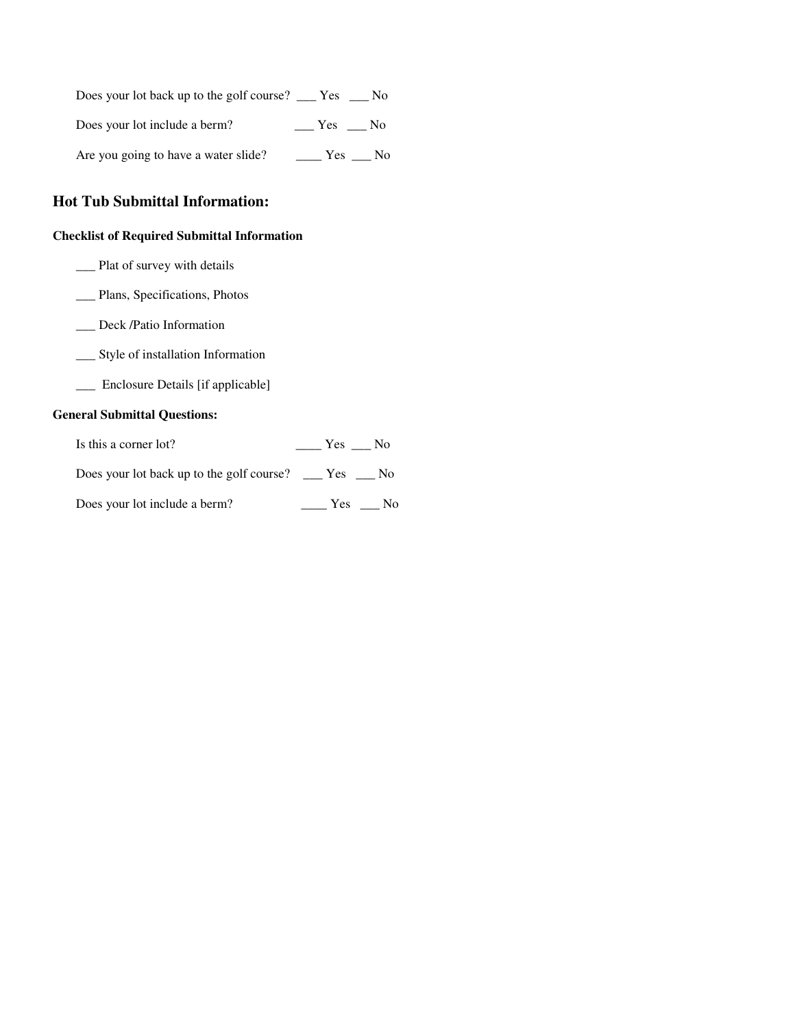Does your lot back up to the golf course? ___ Yes ___ No

Does your lot include a berm? ___ Yes ___ No

Are you going to have a water slide? ____ Yes ___ No

## Hot Tub Submittal Information:

**Checklist of Required Submittal Information**

___ Plat of survey with details

___ Plans, Specifications, Photos

___ Deck /Patio Information

___ Style of installation Information

___ Enclosure Details [if applicable]

**General Submittal Questions:**

Is this a corner lot? ____ Yes ___ No

Does your lot back up to the golf course? ___ Yes ___ No

Does your lot include a berm? ____ Yes ___ No